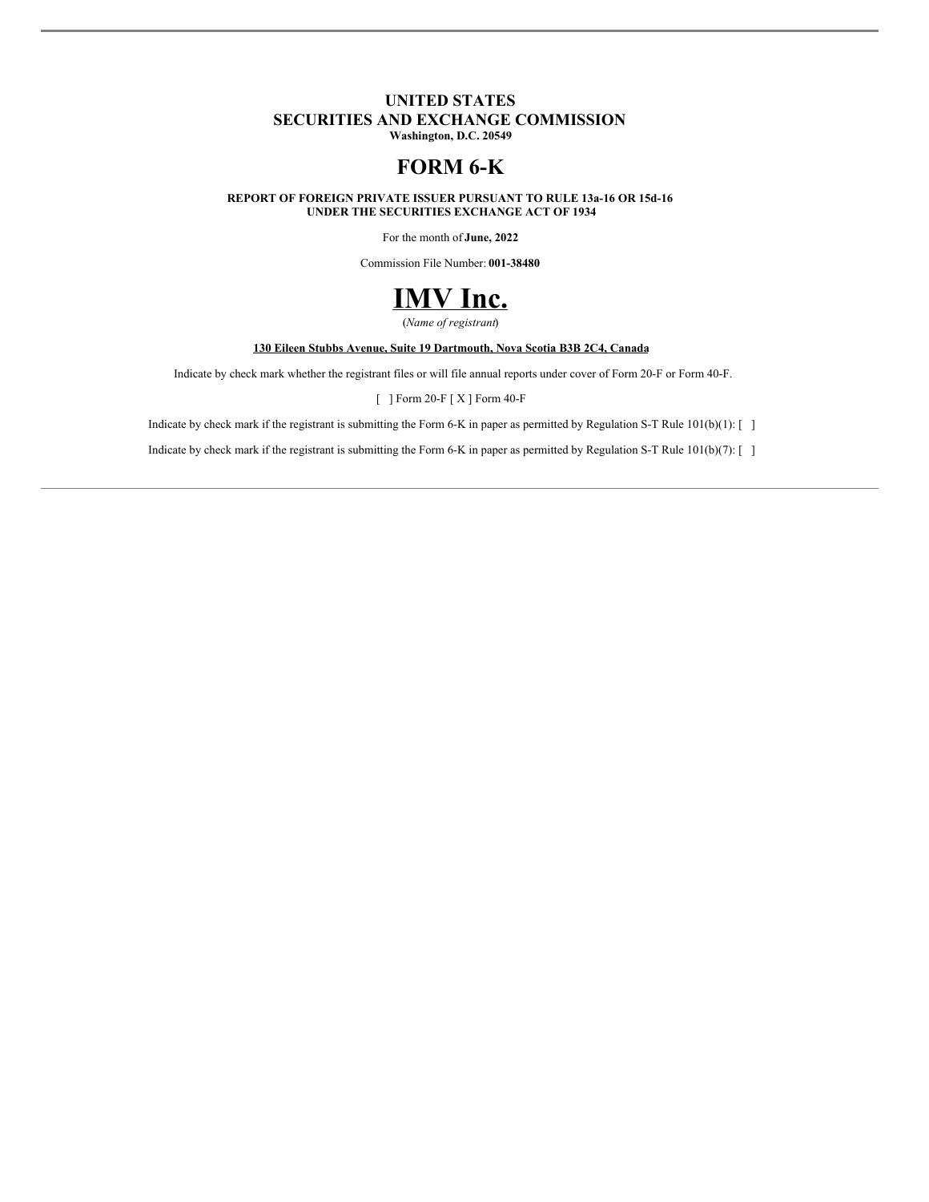**UNITED STATES**
**SECURITIES AND EXCHANGE COMMISSION**
**Washington, D.C. 20549**

# FORM 6-K

**REPORT OF FOREIGN PRIVATE ISSUER PURSUANT TO RULE 13a-16 OR 15d-16**
**UNDER THE SECURITIES EXCHANGE ACT OF 1934**

For the month of **June, 2022**

Commission File Number: **001-38480**

# IMV Inc.

(*Name of registrant*)

**130 Eileen Stubbs Avenue, Suite 19 Dartmouth, Nova Scotia B3B 2C4, Canada**

Indicate by check mark whether the registrant files or will file annual reports under cover of Form 20-F or Form 40-F.

[ ] Form 20-F [ X ] Form 40-F

Indicate by check mark if the registrant is submitting the Form 6-K in paper as permitted by Regulation S-T Rule 101(b)(1): [ ]

Indicate by check mark if the registrant is submitting the Form 6-K in paper as permitted by Regulation S-T Rule 101(b)(7): [ ]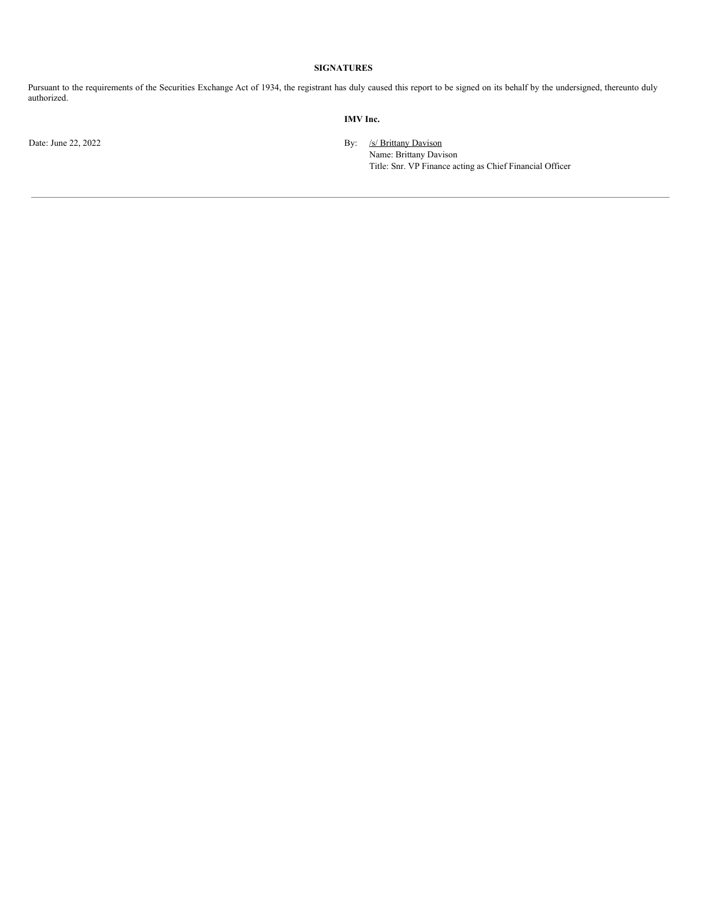**SIGNATURES**

Pursuant to the requirements of the Securities Exchange Act of 1934, the registrant has duly caused this report to be signed on its behalf by the undersigned, thereunto duly authorized.

**IMV Inc.**

Date: June 22, 2022

By: /s/ Brittany Davison
Name: Brittany Davison
Title: Snr. VP Finance acting as Chief Financial Officer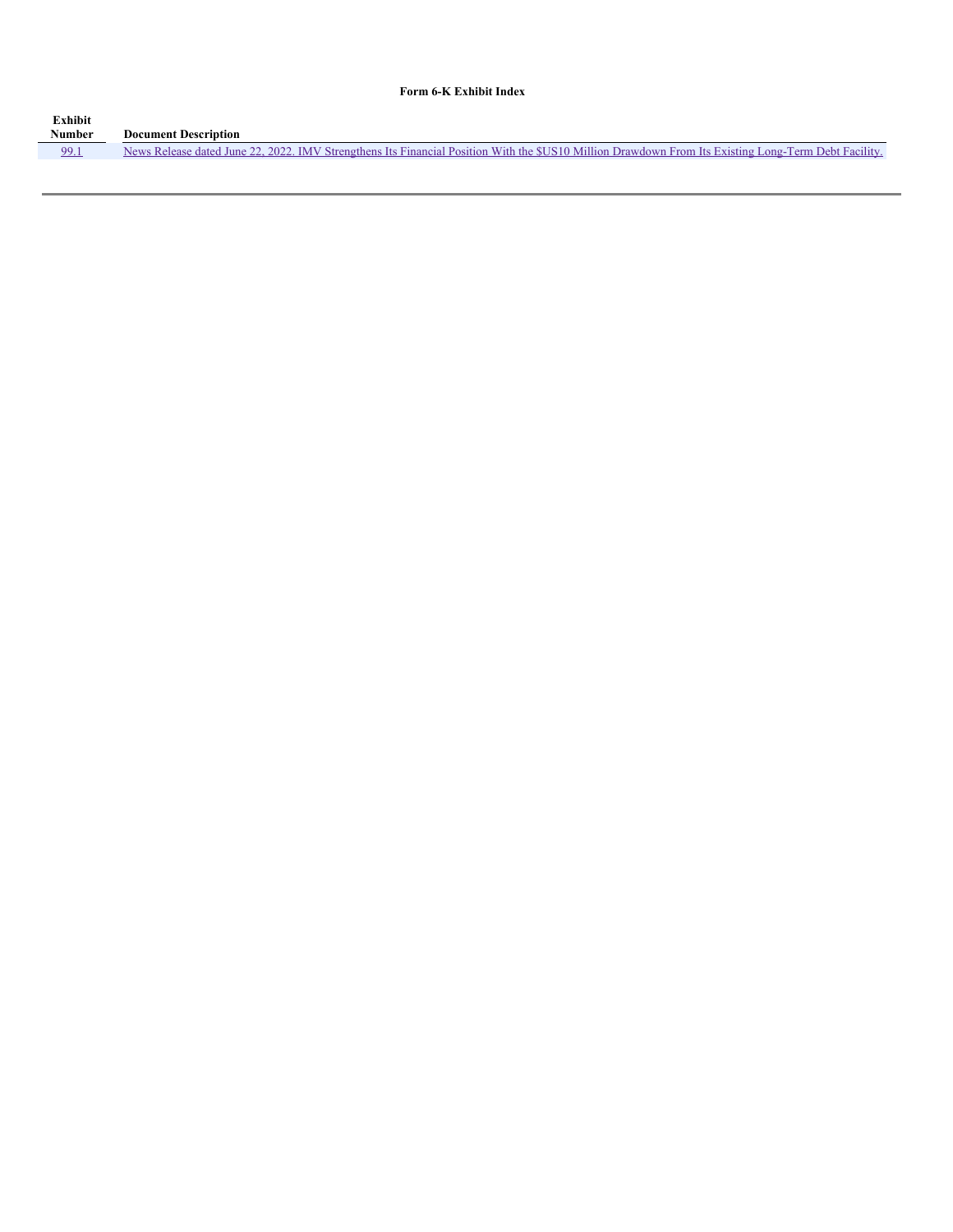**Form 6-K Exhibit Index**

| Exhibit Number | Document Description |
| --- | --- |
| 99.1 | News Release dated June 22, 2022. IMV Strengthens Its Financial Position With the $US10 Million Drawdown From Its Existing Long-Term Debt Facility. |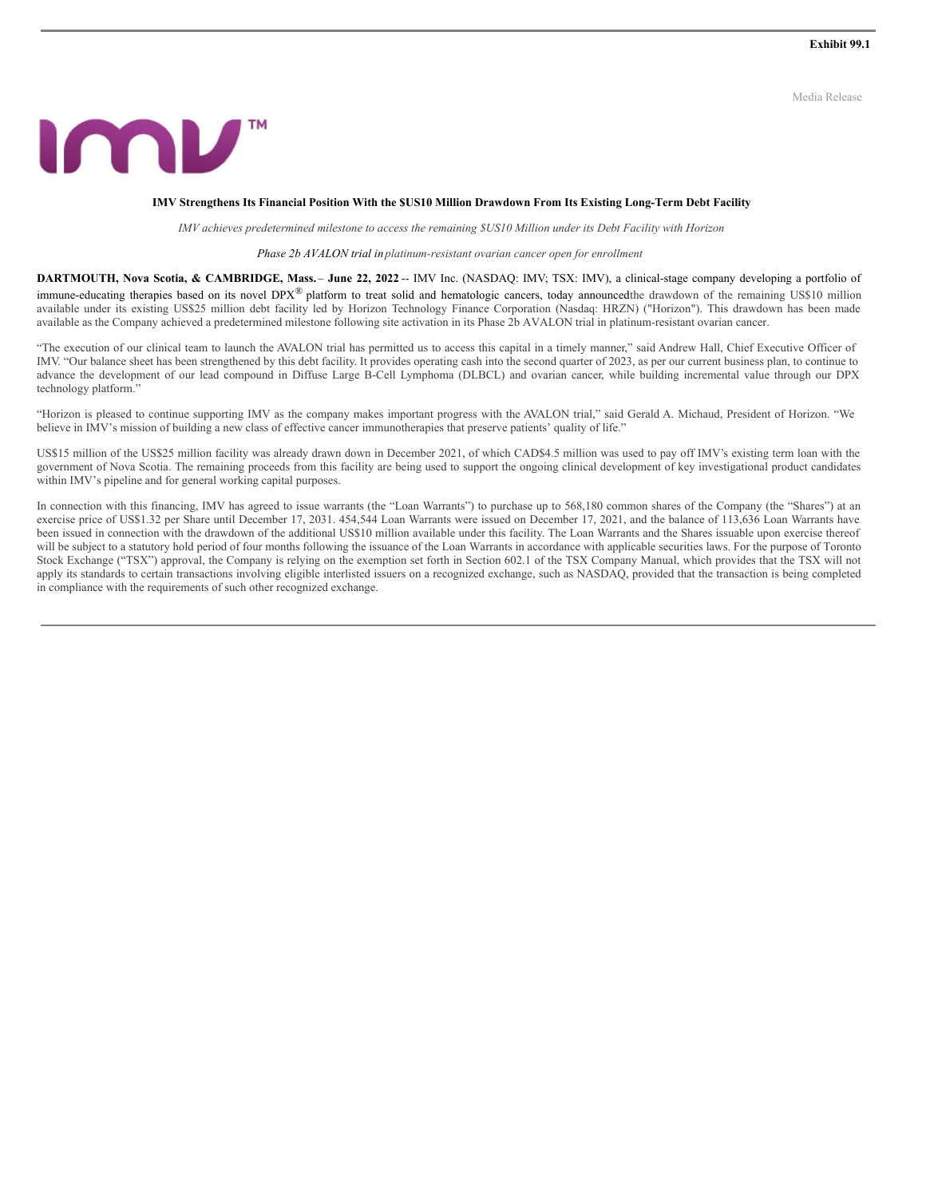**Exhibit 99.1**

Media Release

### IMV Strengthens Its Financial Position With the $US10 Million Drawdown From Its Existing Long-Term Debt Facility

*IMV achieves predetermined milestone to access the remaining $US10 Million under its Debt Facility with Horizon*

*Phase 2b AVALON trial in platinum-resistant ovarian cancer open for enrollment*

**DARTMOUTH, Nova Scotia, & CAMBRIDGE, Mass.** – **June 22, 2022** -- IMV Inc. (NASDAQ: IMV; TSX: IMV), a clinical-stage company developing a portfolio of immune-educating therapies based on its novel DPX® platform to treat solid and hematologic cancers, today announced the drawdown of the remaining US$10 million available under its existing US$25 million debt facility led by Horizon Technology Finance Corporation (Nasdaq: HRZN) ("Horizon"). This drawdown has been made available as the Company achieved a predetermined milestone following site activation in its Phase 2b AVALON trial in platinum-resistant ovarian cancer.

"The execution of our clinical team to launch the AVALON trial has permitted us to access this capital in a timely manner," said Andrew Hall, Chief Executive Officer of IMV. "Our balance sheet has been strengthened by this debt facility. It provides operating cash into the second quarter of 2023, as per our current business plan, to continue to advance the development of our lead compound in Diffuse Large B-Cell Lymphoma (DLBCL) and ovarian cancer, while building incremental value through our DPX technology platform."

"Horizon is pleased to continue supporting IMV as the company makes important progress with the AVALON trial," said Gerald A. Michaud, President of Horizon. "We believe in IMV's mission of building a new class of effective cancer immunotherapies that preserve patients' quality of life."

US$15 million of the US$25 million facility was already drawn down in December 2021, of which CAD$4.5 million was used to pay off IMV's existing term loan with the government of Nova Scotia. The remaining proceeds from this facility are being used to support the ongoing clinical development of key investigational product candidates within IMV's pipeline and for general working capital purposes.

In connection with this financing, IMV has agreed to issue warrants (the "Loan Warrants") to purchase up to 568,180 common shares of the Company (the "Shares") at an exercise price of US$1.32 per Share until December 17, 2031. 454,544 Loan Warrants were issued on December 17, 2021, and the balance of 113,636 Loan Warrants have been issued in connection with the drawdown of the additional US$10 million available under this facility. The Loan Warrants and the Shares issuable upon exercise thereof will be subject to a statutory hold period of four months following the issuance of the Loan Warrants in accordance with applicable securities laws. For the purpose of Toronto Stock Exchange ("TSX") approval, the Company is relying on the exemption set forth in Section 602.1 of the TSX Company Manual, which provides that the TSX will not apply its standards to certain transactions involving eligible interlisted issuers on a recognized exchange, such as NASDAQ, provided that the transaction is being completed in compliance with the requirements of such other recognized exchange.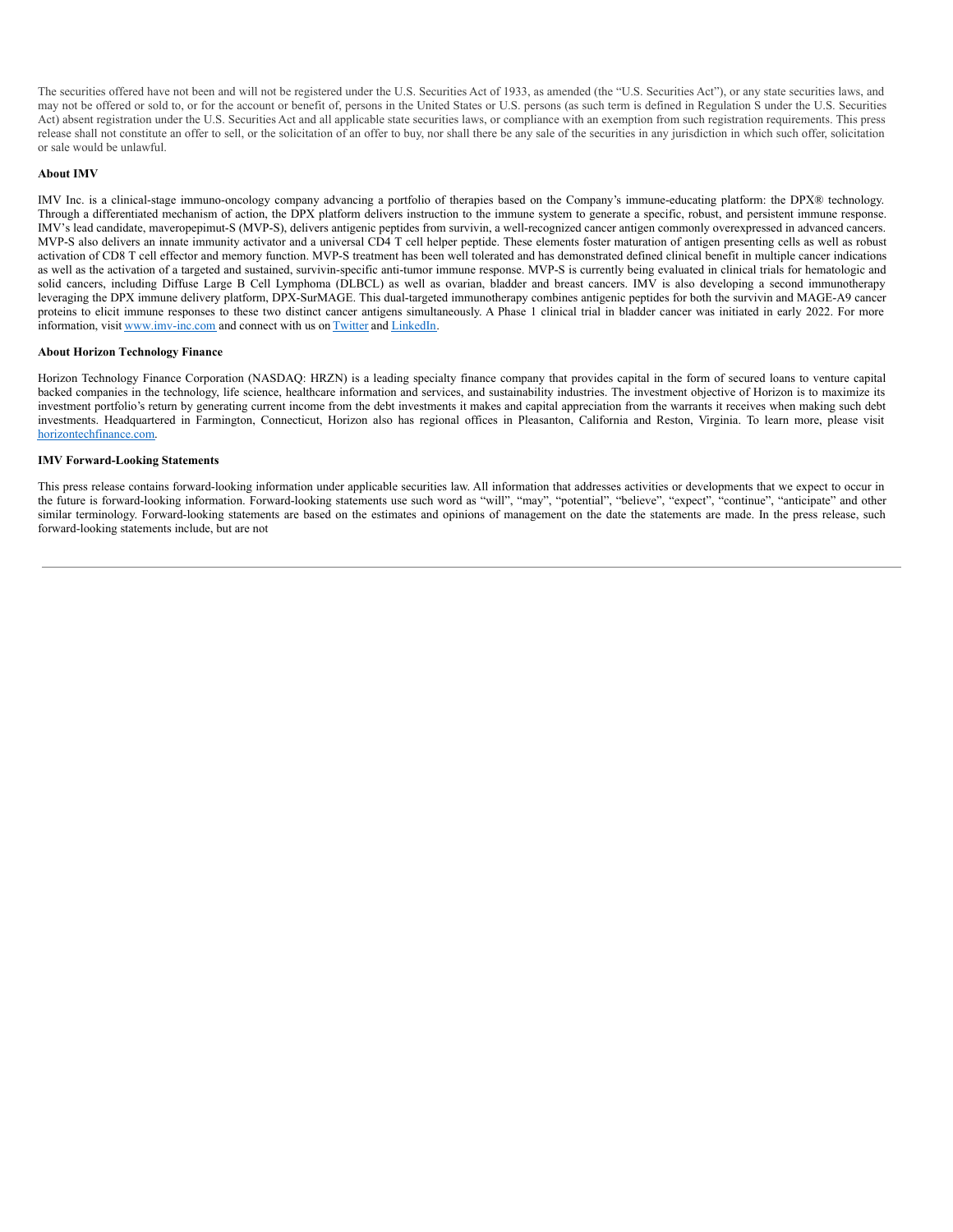The securities offered have not been and will not be registered under the U.S. Securities Act of 1933, as amended (the "U.S. Securities Act"), or any state securities laws, and may not be offered or sold to, or for the account or benefit of, persons in the United States or U.S. persons (as such term is defined in Regulation S under the U.S. Securities Act) absent registration under the U.S. Securities Act and all applicable state securities laws, or compliance with an exemption from such registration requirements. This press release shall not constitute an offer to sell, or the solicitation of an offer to buy, nor shall there be any sale of the securities in any jurisdiction in which such offer, solicitation or sale would be unlawful.

**About IMV**

IMV Inc. is a clinical-stage immuno-oncology company advancing a portfolio of therapies based on the Company's immune-educating platform: the DPX® technology. Through a differentiated mechanism of action, the DPX platform delivers instruction to the immune system to generate a specific, robust, and persistent immune response. IMV's lead candidate, maveropepimut-S (MVP-S), delivers antigenic peptides from survivin, a well-recognized cancer antigen commonly overexpressed in advanced cancers. MVP-S also delivers an innate immunity activator and a universal CD4 T cell helper peptide. These elements foster maturation of antigen presenting cells as well as robust activation of CD8 T cell effector and memory function. MVP-S treatment has been well tolerated and has demonstrated defined clinical benefit in multiple cancer indications as well as the activation of a targeted and sustained, survivin-specific anti-tumor immune response. MVP-S is currently being evaluated in clinical trials for hematologic and solid cancers, including Diffuse Large B Cell Lymphoma (DLBCL) as well as ovarian, bladder and breast cancers. IMV is also developing a second immunotherapy leveraging the DPX immune delivery platform, DPX-SurMAGE. This dual-targeted immunotherapy combines antigenic peptides for both the survivin and MAGE-A9 cancer proteins to elicit immune responses to these two distinct cancer antigens simultaneously. A Phase 1 clinical trial in bladder cancer was initiated in early 2022. For more information, visit [www.imv-inc.com](www.imv-inc.com) and connect with us on [Twitter]() and [LinkedIn]().

**About Horizon Technology Finance**

Horizon Technology Finance Corporation (NASDAQ: HRZN) is a leading specialty finance company that provides capital in the form of secured loans to venture capital backed companies in the technology, life science, healthcare information and services, and sustainability industries. The investment objective of Horizon is to maximize its investment portfolio's return by generating current income from the debt investments it makes and capital appreciation from the warrants it receives when making such debt investments. Headquartered in Farmington, Connecticut, Horizon also has regional offices in Pleasanton, California and Reston, Virginia. To learn more, please visit [horizontechfinance.com](horizontechfinance.com).

**IMV Forward-Looking Statements**

This press release contains forward-looking information under applicable securities law. All information that addresses activities or developments that we expect to occur in the future is forward-looking information. Forward-looking statements use such word as "will", "may", "potential", "believe", "expect", "continue", "anticipate" and other similar terminology. Forward-looking statements are based on the estimates and opinions of management on the date the statements are made. In the press release, such forward-looking statements include, but are not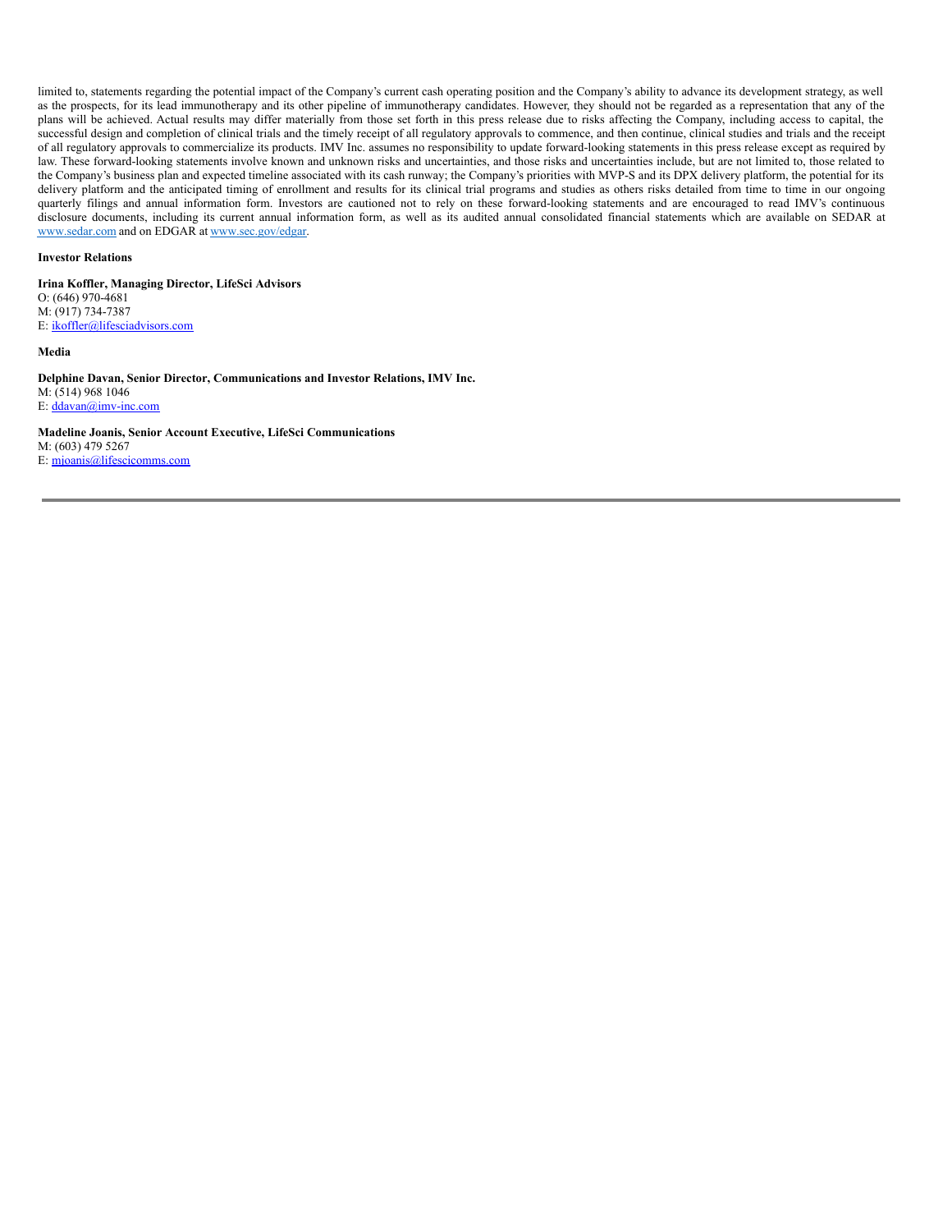limited to, statements regarding the potential impact of the Company's current cash operating position and the Company's ability to advance its development strategy, as well as the prospects, for its lead immunotherapy and its other pipeline of immunotherapy candidates. However, they should not be regarded as a representation that any of the plans will be achieved. Actual results may differ materially from those set forth in this press release due to risks affecting the Company, including access to capital, the successful design and completion of clinical trials and the timely receipt of all regulatory approvals to commence, and then continue, clinical studies and trials and the receipt of all regulatory approvals to commercialize its products. IMV Inc. assumes no responsibility to update forward-looking statements in this press release except as required by law. These forward-looking statements involve known and unknown risks and uncertainties, and those risks and uncertainties include, but are not limited to, those related to the Company's business plan and expected timeline associated with its cash runway; the Company's priorities with MVP-S and its DPX delivery platform, the potential for its delivery platform and the anticipated timing of enrollment and results for its clinical trial programs and studies as others risks detailed from time to time in our ongoing quarterly filings and annual information form. Investors are cautioned not to rely on these forward-looking statements and are encouraged to read IMV's continuous disclosure documents, including its current annual information form, as well as its audited annual consolidated financial statements which are available on SEDAR at www.sedar.com and on EDGAR at www.sec.gov/edgar.

**Investor Relations**

**Irina Koffler, Managing Director, LifeSci Advisors**
O: (646) 970-4681
M: (917) 734-7387
E: ikoffler@lifesciadvisors.com

**Media**

**Delphine Davan, Senior Director, Communications and Investor Relations, IMV Inc.**
M: (514) 968 1046
E: ddavan@imv-inc.com

**Madeline Joanis, Senior Account Executive, LifeSci Communications**
M: (603) 479 5267
E: mjoanis@lifescicomms.com